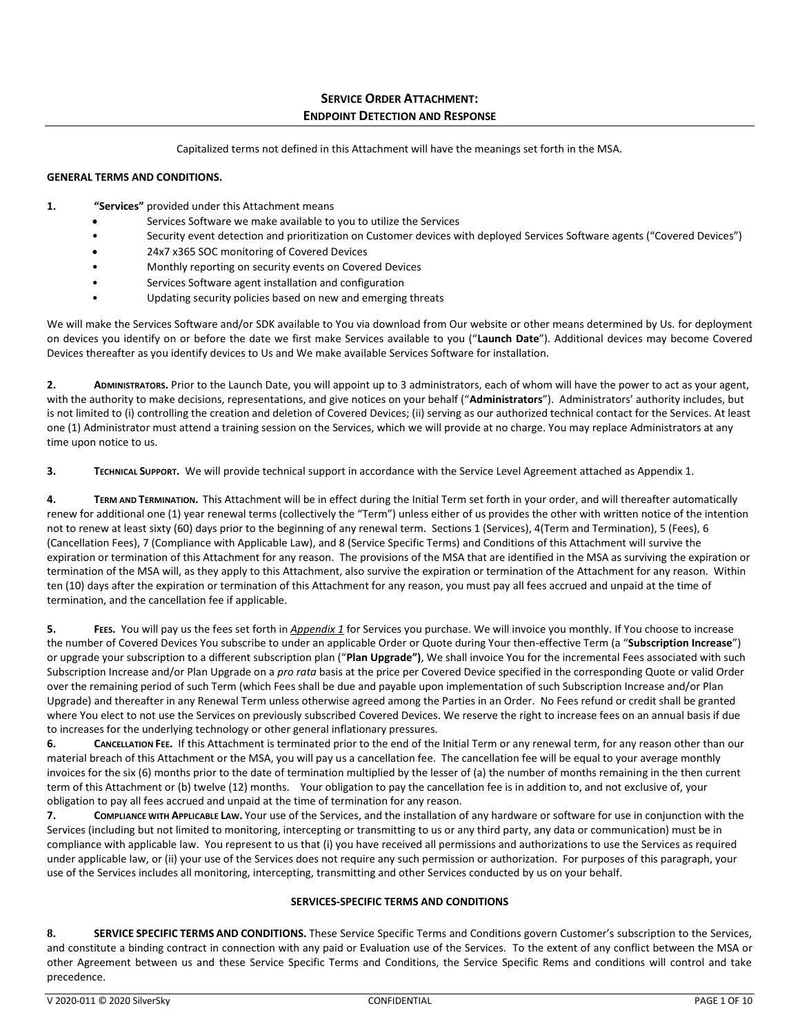## **SERVICE ORDER ATTACHMENT: ENDPOINT DETECTION AND RESPONSE**

Capitalized terms not defined in this Attachment will have the meanings set forth in the MSA.

**GENERAL TERMS AND CONDITIONS.**

**1.** **"Services"** provided under this Attachment means

- Services Software we make available to you to utilize the Services
- Security event detection and prioritization on Customer devices with deployed Services Software agents ("Covered Devices")
- 24x7 x365 SOC monitoring of Covered Devices
- Monthly reporting on security events on Covered Devices
- Services Software agent installation and configuration
- Updating security policies based on new and emerging threats

We will make the Services Software and/or SDK available to You via download from Our website or other means determined by Us. for deployment on devices you identify on or before the date we first make Services available to you ("**Launch Date**"). Additional devices may become Covered Devices thereafter as you identify devices to Us and We make available Services Software for installation.

**2. ADMINISTRATORS.** Prior to the Launch Date, you will appoint up to 3 administrators, each of whom will have the power to act as your agent, with the authority to make decisions, representations, and give notices on your behalf ("**Administrators**"). Administrators' authority includes, but is not limited to (i) controlling the creation and deletion of Covered Devices; (ii) serving as our authorized technical contact for the Services. At least one (1) Administrator must attend a training session on the Services, which we will provide at no charge. You may replace Administrators at any time upon notice to us.

**3. TECHNICAL SUPPORT.** We will provide technical support in accordance with the Service Level Agreement attached as Appendix 1.

**4. TERM AND TERMINATION.** This Attachment will be in effect during the Initial Term set forth in your order, and will thereafter automatically renew for additional one (1) year renewal terms (collectively the "Term") unless either of us provides the other with written notice of the intention not to renew at least sixty (60) days prior to the beginning of any renewal term. Sections 1 (Services), 4(Term and Termination), 5 (Fees), 6 (Cancellation Fees), 7 (Compliance with Applicable Law), and 8 (Service Specific Terms) and Conditions of this Attachment will survive the expiration or termination of this Attachment for any reason. The provisions of the MSA that are identified in the MSA as surviving the expiration or termination of the MSA will, as they apply to this Attachment, also survive the expiration or termination of the Attachment for any reason. Within ten (10) days after the expiration or termination of this Attachment for any reason, you must pay all fees accrued and unpaid at the time of termination, and the cancellation fee if applicable.

**5. FEES.** You will pay us the fees set forth in *Appendix 1* for Services you purchase. We will invoice you monthly. If You choose to increase the number of Covered Devices You subscribe to under an applicable Order or Quote during Your then-effective Term (a "**Subscription Increase**") or upgrade your subscription to a different subscription plan ("**Plan Upgrade")**, We shall invoice You for the incremental Fees associated with such Subscription Increase and/or Plan Upgrade on a *pro rata* basis at the price per Covered Device specified in the corresponding Quote or valid Order over the remaining period of such Term (which Fees shall be due and payable upon implementation of such Subscription Increase and/or Plan Upgrade) and thereafter in any Renewal Term unless otherwise agreed among the Parties in an Order. No Fees refund or credit shall be granted where You elect to not use the Services on previously subscribed Covered Devices. We reserve the right to increase fees on an annual basis if due to increases for the underlying technology or other general inflationary pressures.

**6. CANCELLATION FEE.** If this Attachment is terminated prior to the end of the Initial Term or any renewal term, for any reason other than our material breach of this Attachment or the MSA, you will pay us a cancellation fee. The cancellation fee will be equal to your average monthly invoices for the six (6) months prior to the date of termination multiplied by the lesser of (a) the number of months remaining in the then current term of this Attachment or (b) twelve (12) months. Your obligation to pay the cancellation fee is in addition to, and not exclusive of, your obligation to pay all fees accrued and unpaid at the time of termination for any reason.

**7. COMPLIANCE WITH APPLICABLE LAW.** Your use of the Services, and the installation of any hardware or software for use in conjunction with the Services (including but not limited to monitoring, intercepting or transmitting to us or any third party, any data or communication) must be in compliance with applicable law. You represent to us that (i) you have received all permissions and authorizations to use the Services as required under applicable law, or (ii) your use of the Services does not require any such permission or authorization. For purposes of this paragraph, your use of the Services includes all monitoring, intercepting, transmitting and other Services conducted by us on your behalf.

**SERVICES-SPECIFIC TERMS AND CONDITIONS**

**8. SERVICE SPECIFIC TERMS AND CONDITIONS.** These Service Specific Terms and Conditions govern Customer's subscription to the Services, and constitute a binding contract in connection with any paid or Evaluation use of the Services. To the extent of any conflict between the MSA or other Agreement between us and these Service Specific Terms and Conditions, the Service Specific Rems and conditions will control and take precedence.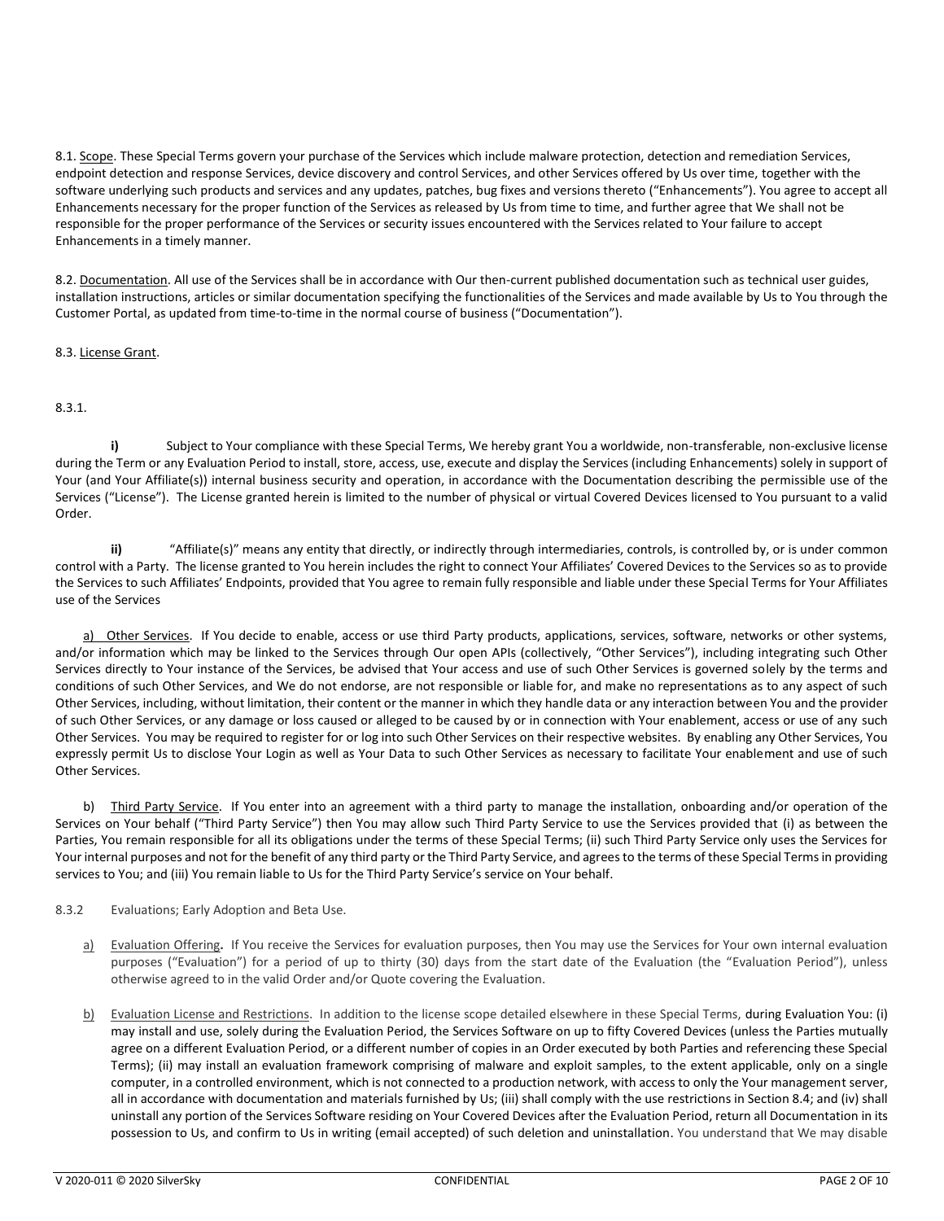8.1. Scope. These Special Terms govern your purchase of the Services which include malware protection, detection and remediation Services, endpoint detection and response Services, device discovery and control Services, and other Services offered by Us over time, together with the software underlying such products and services and any updates, patches, bug fixes and versions thereto ("Enhancements"). You agree to accept all Enhancements necessary for the proper function of the Services as released by Us from time to time, and further agree that We shall not be responsible for the proper performance of the Services or security issues encountered with the Services related to Your failure to accept Enhancements in a timely manner.

8.2. Documentation. All use of the Services shall be in accordance with Our then-current published documentation such as technical user guides, installation instructions, articles or similar documentation specifying the functionalities of the Services and made available by Us to You through the Customer Portal, as updated from time-to-time in the normal course of business ("Documentation").

8.3. License Grant.

8.3.1.

**i)** Subject to Your compliance with these Special Terms, We hereby grant You a worldwide, non-transferable, non-exclusive license during the Term or any Evaluation Period to install, store, access, use, execute and display the Services (including Enhancements) solely in support of Your (and Your Affiliate(s)) internal business security and operation, in accordance with the Documentation describing the permissible use of the Services ("License"). The License granted herein is limited to the number of physical or virtual Covered Devices licensed to You pursuant to a valid Order.

**ii)** "Affiliate(s)" means any entity that directly, or indirectly through intermediaries, controls, is controlled by, or is under common control with a Party. The license granted to You herein includes the right to connect Your Affiliates' Covered Devices to the Services so as to provide the Services to such Affiliates' Endpoints, provided that You agree to remain fully responsible and liable under these Special Terms for Your Affiliates use of the Services

a) Other Services. If You decide to enable, access or use third Party products, applications, services, software, networks or other systems, and/or information which may be linked to the Services through Our open APIs (collectively, "Other Services"), including integrating such Other Services directly to Your instance of the Services, be advised that Your access and use of such Other Services is governed solely by the terms and conditions of such Other Services, and We do not endorse, are not responsible or liable for, and make no representations as to any aspect of such Other Services, including, without limitation, their content or the manner in which they handle data or any interaction between You and the provider of such Other Services, or any damage or loss caused or alleged to be caused by or in connection with Your enablement, access or use of any such Other Services. You may be required to register for or log into such Other Services on their respective websites. By enabling any Other Services, You expressly permit Us to disclose Your Login as well as Your Data to such Other Services as necessary to facilitate Your enablement and use of such Other Services.

b) Third Party Service. If You enter into an agreement with a third party to manage the installation, onboarding and/or operation of the Services on Your behalf ("Third Party Service") then You may allow such Third Party Service to use the Services provided that (i) as between the Parties, You remain responsible for all its obligations under the terms of these Special Terms; (ii) such Third Party Service only uses the Services for Your internal purposes and not for the benefit of any third party or the Third Party Service, and agrees to the terms of these Special Terms in providing services to You; and (iii) You remain liable to Us for the Third Party Service's service on Your behalf.

8.3.2 Evaluations; Early Adoption and Beta Use.

a) Evaluation Offering. If You receive the Services for evaluation purposes, then You may use the Services for Your own internal evaluation purposes ("Evaluation") for a period of up to thirty (30) days from the start date of the Evaluation (the "Evaluation Period"), unless otherwise agreed to in the valid Order and/or Quote covering the Evaluation.

b) Evaluation License and Restrictions. In addition to the license scope detailed elsewhere in these Special Terms, during Evaluation You: (i) may install and use, solely during the Evaluation Period, the Services Software on up to fifty Covered Devices (unless the Parties mutually agree on a different Evaluation Period, or a different number of copies in an Order executed by both Parties and referencing these Special Terms); (ii) may install an evaluation framework comprising of malware and exploit samples, to the extent applicable, only on a single computer, in a controlled environment, which is not connected to a production network, with access to only the Your management server, all in accordance with documentation and materials furnished by Us; (iii) shall comply with the use restrictions in Section 8.4; and (iv) shall uninstall any portion of the Services Software residing on Your Covered Devices after the Evaluation Period, return all Documentation in its possession to Us, and confirm to Us in writing (email accepted) of such deletion and uninstallation. You understand that We may disable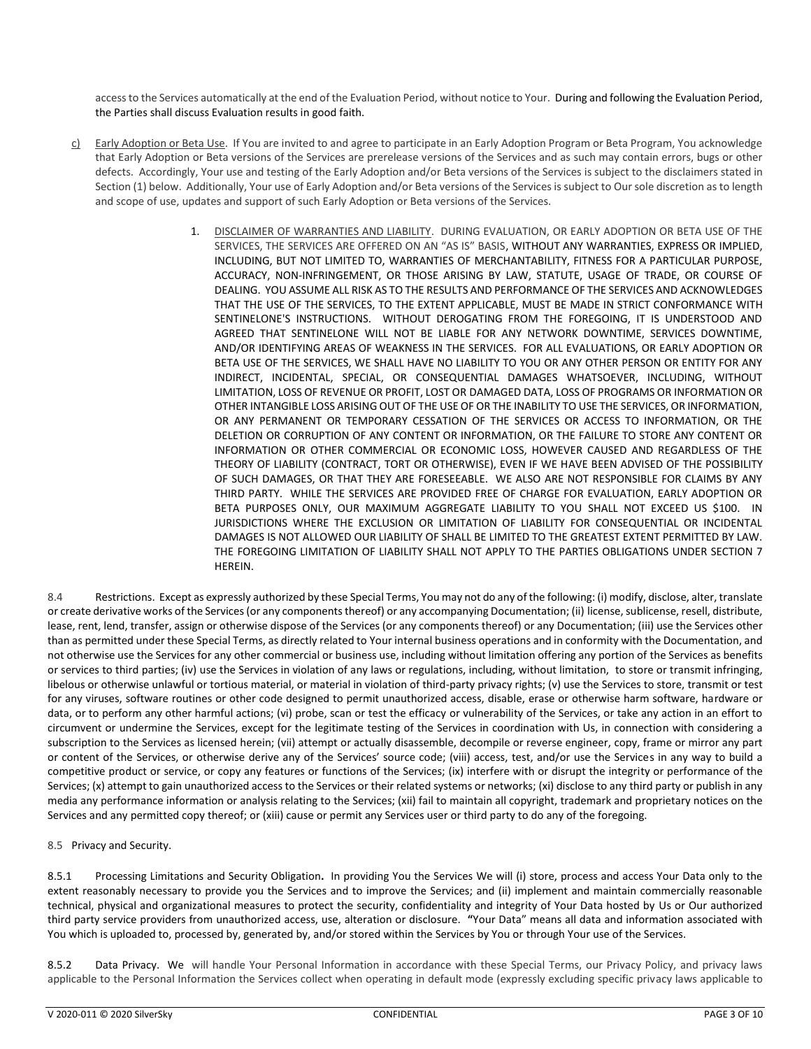access to the Services automatically at the end of the Evaluation Period, without notice to Your. During and following the Evaluation Period, the Parties shall discuss Evaluation results in good faith.

c) Early Adoption or Beta Use. If You are invited to and agree to participate in an Early Adoption Program or Beta Program, You acknowledge that Early Adoption or Beta versions of the Services are prerelease versions of the Services and as such may contain errors, bugs or other defects. Accordingly, Your use and testing of the Early Adoption and/or Beta versions of the Services is subject to the disclaimers stated in Section (1) below. Additionally, Your use of Early Adoption and/or Beta versions of the Services is subject to Our sole discretion as to length and scope of use, updates and support of such Early Adoption or Beta versions of the Services.

1. DISCLAIMER OF WARRANTIES AND LIABILITY. DURING EVALUATION, OR EARLY ADOPTION OR BETA USE OF THE SERVICES, THE SERVICES ARE OFFERED ON AN "AS IS" BASIS, WITHOUT ANY WARRANTIES, EXPRESS OR IMPLIED, INCLUDING, BUT NOT LIMITED TO, WARRANTIES OF MERCHANTABILITY, FITNESS FOR A PARTICULAR PURPOSE, ACCURACY, NON-INFRINGEMENT, OR THOSE ARISING BY LAW, STATUTE, USAGE OF TRADE, OR COURSE OF DEALING. YOU ASSUME ALL RISK AS TO THE RESULTS AND PERFORMANCE OF THE SERVICES AND ACKNOWLEDGES THAT THE USE OF THE SERVICES, TO THE EXTENT APPLICABLE, MUST BE MADE IN STRICT CONFORMANCE WITH SENTINELONE'S INSTRUCTIONS. WITHOUT DEROGATING FROM THE FOREGOING, IT IS UNDERSTOOD AND AGREED THAT SENTINELONE WILL NOT BE LIABLE FOR ANY NETWORK DOWNTIME, SERVICES DOWNTIME, AND/OR IDENTIFYING AREAS OF WEAKNESS IN THE SERVICES. FOR ALL EVALUATIONS, OR EARLY ADOPTION OR BETA USE OF THE SERVICES, WE SHALL HAVE NO LIABILITY TO YOU OR ANY OTHER PERSON OR ENTITY FOR ANY INDIRECT, INCIDENTAL, SPECIAL, OR CONSEQUENTIAL DAMAGES WHATSOEVER, INCLUDING, WITHOUT LIMITATION, LOSS OF REVENUE OR PROFIT, LOST OR DAMAGED DATA, LOSS OF PROGRAMS OR INFORMATION OR OTHER INTANGIBLE LOSS ARISING OUT OF THE USE OF OR THE INABILITY TO USE THE SERVICES, OR INFORMATION, OR ANY PERMANENT OR TEMPORARY CESSATION OF THE SERVICES OR ACCESS TO INFORMATION, OR THE DELETION OR CORRUPTION OF ANY CONTENT OR INFORMATION, OR THE FAILURE TO STORE ANY CONTENT OR INFORMATION OR OTHER COMMERCIAL OR ECONOMIC LOSS, HOWEVER CAUSED AND REGARDLESS OF THE THEORY OF LIABILITY (CONTRACT, TORT OR OTHERWISE), EVEN IF WE HAVE BEEN ADVISED OF THE POSSIBILITY OF SUCH DAMAGES, OR THAT THEY ARE FORESEEABLE. WE ALSO ARE NOT RESPONSIBLE FOR CLAIMS BY ANY THIRD PARTY. WHILE THE SERVICES ARE PROVIDED FREE OF CHARGE FOR EVALUATION, EARLY ADOPTION OR BETA PURPOSES ONLY, OUR MAXIMUM AGGREGATE LIABILITY TO YOU SHALL NOT EXCEED US $100. IN JURISDICTIONS WHERE THE EXCLUSION OR LIMITATION OF LIABILITY FOR CONSEQUENTIAL OR INCIDENTAL DAMAGES IS NOT ALLOWED OUR LIABILITY OF SHALL BE LIMITED TO THE GREATEST EXTENT PERMITTED BY LAW. THE FOREGOING LIMITATION OF LIABILITY SHALL NOT APPLY TO THE PARTIES OBLIGATIONS UNDER SECTION 7 HEREIN.

8.4 Restrictions. Except as expressly authorized by these Special Terms, You may not do any of the following: (i) modify, disclose, alter, translate or create derivative works of the Services (or any components thereof) or any accompanying Documentation; (ii) license, sublicense, resell, distribute, lease, rent, lend, transfer, assign or otherwise dispose of the Services (or any components thereof) or any Documentation; (iii) use the Services other than as permitted under these Special Terms, as directly related to Your internal business operations and in conformity with the Documentation, and not otherwise use the Services for any other commercial or business use, including without limitation offering any portion of the Services as benefits or services to third parties; (iv) use the Services in violation of any laws or regulations, including, without limitation, to store or transmit infringing, libelous or otherwise unlawful or tortious material, or material in violation of third-party privacy rights; (v) use the Services to store, transmit or test for any viruses, software routines or other code designed to permit unauthorized access, disable, erase or otherwise harm software, hardware or data, or to perform any other harmful actions; (vi) probe, scan or test the efficacy or vulnerability of the Services, or take any action in an effort to circumvent or undermine the Services, except for the legitimate testing of the Services in coordination with Us, in connection with considering a subscription to the Services as licensed herein; (vii) attempt or actually disassemble, decompile or reverse engineer, copy, frame or mirror any part or content of the Services, or otherwise derive any of the Services' source code; (viii) access, test, and/or use the Services in any way to build a competitive product or service, or copy any features or functions of the Services; (ix) interfere with or disrupt the integrity or performance of the Services; (x) attempt to gain unauthorized access to the Services or their related systems or networks; (xi) disclose to any third party or publish in any media any performance information or analysis relating to the Services; (xii) fail to maintain all copyright, trademark and proprietary notices on the Services and any permitted copy thereof; or (xiii) cause or permit any Services user or third party to do any of the foregoing.

8.5 Privacy and Security.

8.5.1 Processing Limitations and Security Obligation**.** In providing You the Services We will (i) store, process and access Your Data only to the extent reasonably necessary to provide you the Services and to improve the Services; and (ii) implement and maintain commercially reasonable technical, physical and organizational measures to protect the security, confidentiality and integrity of Your Data hosted by Us or Our authorized third party service providers from unauthorized access, use, alteration or disclosure. **"**Your Data" means all data and information associated with You which is uploaded to, processed by, generated by, and/or stored within the Services by You or through Your use of the Services.

8.5.2 Data Privacy. We will handle Your Personal Information in accordance with these Special Terms, our Privacy Policy, and privacy laws applicable to the Personal Information the Services collect when operating in default mode (expressly excluding specific privacy laws applicable to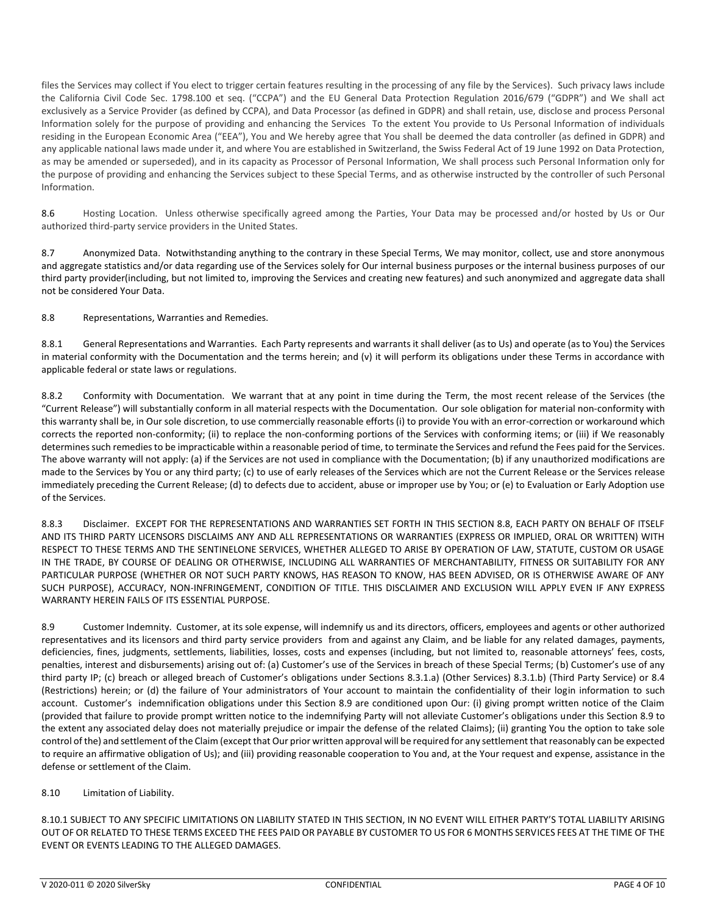files the Services may collect if You elect to trigger certain features resulting in the processing of any file by the Services). Such privacy laws include the California Civil Code Sec. 1798.100 et seq. ("CCPA") and the EU General Data Protection Regulation 2016/679 ("GDPR") and We shall act exclusively as a Service Provider (as defined by CCPA), and Data Processor (as defined in GDPR) and shall retain, use, disclose and process Personal Information solely for the purpose of providing and enhancing the Services To the extent You provide to Us Personal Information of individuals residing in the European Economic Area ("EEA"), You and We hereby agree that You shall be deemed the data controller (as defined in GDPR) and any applicable national laws made under it, and where You are established in Switzerland, the Swiss Federal Act of 19 June 1992 on Data Protection, as may be amended or superseded), and in its capacity as Processor of Personal Information, We shall process such Personal Information only for the purpose of providing and enhancing the Services subject to these Special Terms, and as otherwise instructed by the controller of such Personal Information.

8.6 Hosting Location. Unless otherwise specifically agreed among the Parties, Your Data may be processed and/or hosted by Us or Our authorized third-party service providers in the United States.

8.7 Anonymized Data. Notwithstanding anything to the contrary in these Special Terms, We may monitor, collect, use and store anonymous and aggregate statistics and/or data regarding use of the Services solely for Our internal business purposes or the internal business purposes of our third party provider(including, but not limited to, improving the Services and creating new features) and such anonymized and aggregate data shall not be considered Your Data.

8.8 Representations, Warranties and Remedies.

8.8.1 General Representations and Warranties. Each Party represents and warrants it shall deliver (as to Us) and operate (as to You) the Services in material conformity with the Documentation and the terms herein; and (v) it will perform its obligations under these Terms in accordance with applicable federal or state laws or regulations.

8.8.2 Conformity with Documentation. We warrant that at any point in time during the Term, the most recent release of the Services (the "Current Release") will substantially conform in all material respects with the Documentation. Our sole obligation for material non-conformity with this warranty shall be, in Our sole discretion, to use commercially reasonable efforts (i) to provide You with an error-correction or workaround which corrects the reported non-conformity; (ii) to replace the non-conforming portions of the Services with conforming items; or (iii) if We reasonably determines such remedies to be impracticable within a reasonable period of time, to terminate the Services and refund the Fees paid for the Services. The above warranty will not apply: (a) if the Services are not used in compliance with the Documentation; (b) if any unauthorized modifications are made to the Services by You or any third party; (c) to use of early releases of the Services which are not the Current Release or the Services release immediately preceding the Current Release; (d) to defects due to accident, abuse or improper use by You; or (e) to Evaluation or Early Adoption use of the Services.

8.8.3 Disclaimer. EXCEPT FOR THE REPRESENTATIONS AND WARRANTIES SET FORTH IN THIS SECTION 8.8, EACH PARTY ON BEHALF OF ITSELF AND ITS THIRD PARTY LICENSORS DISCLAIMS ANY AND ALL REPRESENTATIONS OR WARRANTIES (EXPRESS OR IMPLIED, ORAL OR WRITTEN) WITH RESPECT TO THESE TERMS AND THE SENTINELONE SERVICES, WHETHER ALLEGED TO ARISE BY OPERATION OF LAW, STATUTE, CUSTOM OR USAGE IN THE TRADE, BY COURSE OF DEALING OR OTHERWISE, INCLUDING ALL WARRANTIES OF MERCHANTABILITY, FITNESS OR SUITABILITY FOR ANY PARTICULAR PURPOSE (WHETHER OR NOT SUCH PARTY KNOWS, HAS REASON TO KNOW, HAS BEEN ADVISED, OR IS OTHERWISE AWARE OF ANY SUCH PURPOSE), ACCURACY, NON-INFRINGEMENT, CONDITION OF TITLE. THIS DISCLAIMER AND EXCLUSION WILL APPLY EVEN IF ANY EXPRESS WARRANTY HEREIN FAILS OF ITS ESSENTIAL PURPOSE.

8.9 Customer Indemnity. Customer, at its sole expense, will indemnify us and its directors, officers, employees and agents or other authorized representatives and its licensors and third party service providers from and against any Claim, and be liable for any related damages, payments, deficiencies, fines, judgments, settlements, liabilities, losses, costs and expenses (including, but not limited to, reasonable attorneys' fees, costs, penalties, interest and disbursements) arising out of: (a) Customer's use of the Services in breach of these Special Terms; (b) Customer's use of any third party IP; (c) breach or alleged breach of Customer's obligations under Sections 8.3.1.a) (Other Services) 8.3.1.b) (Third Party Service) or 8.4 (Restrictions) herein; or (d) the failure of Your administrators of Your account to maintain the confidentiality of their login information to such account. Customer's indemnification obligations under this Section 8.9 are conditioned upon Our: (i) giving prompt written notice of the Claim (provided that failure to provide prompt written notice to the indemnifying Party will not alleviate Customer's obligations under this Section 8.9 to the extent any associated delay does not materially prejudice or impair the defense of the related Claims); (ii) granting You the option to take sole control of the) and settlement of the Claim (except that Our prior written approval will be required for any settlement that reasonably can be expected to require an affirmative obligation of Us); and (iii) providing reasonable cooperation to You and, at the Your request and expense, assistance in the defense or settlement of the Claim.

8.10 Limitation of Liability.

8.10.1 SUBJECT TO ANY SPECIFIC LIMITATIONS ON LIABILITY STATED IN THIS SECTION, IN NO EVENT WILL EITHER PARTY'S TOTAL LIABILITY ARISING OUT OF OR RELATED TO THESE TERMS EXCEED THE FEES PAID OR PAYABLE BY CUSTOMER TO US FOR 6 MONTHS SERVICES FEES AT THE TIME OF THE EVENT OR EVENTS LEADING TO THE ALLEGED DAMAGES.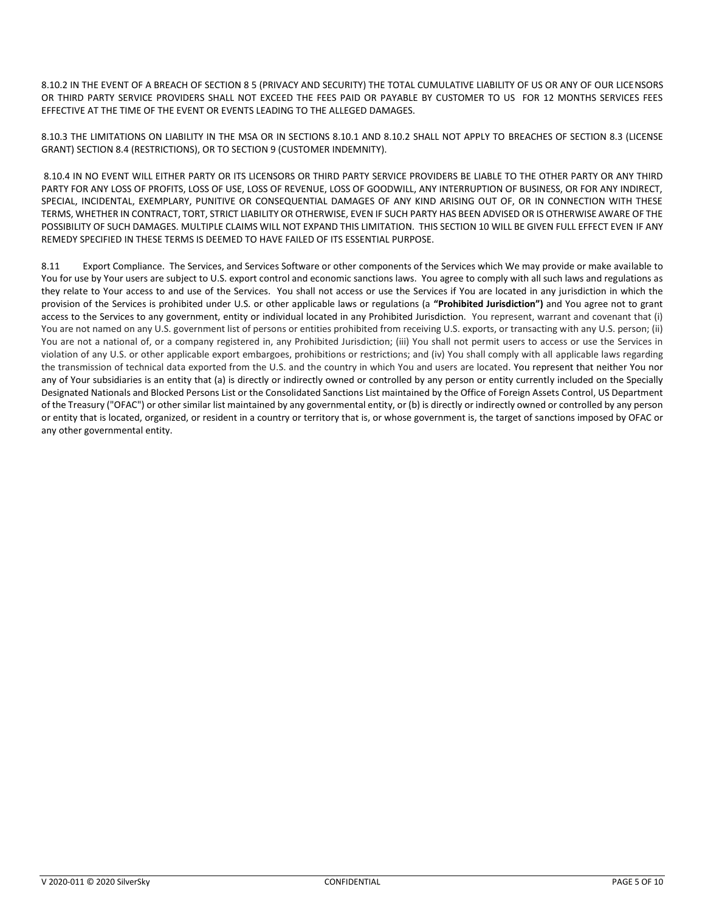8.10.2 IN THE EVENT OF A BREACH OF SECTION 8 5 (PRIVACY AND SECURITY) THE TOTAL CUMULATIVE LIABILITY OF US OR ANY OF OUR LICENSORS OR THIRD PARTY SERVICE PROVIDERS SHALL NOT EXCEED THE FEES PAID OR PAYABLE BY CUSTOMER TO US FOR 12 MONTHS SERVICES FEES EFFECTIVE AT THE TIME OF THE EVENT OR EVENTS LEADING TO THE ALLEGED DAMAGES.

8.10.3 THE LIMITATIONS ON LIABILITY IN THE MSA OR IN SECTIONS 8.10.1 AND 8.10.2 SHALL NOT APPLY TO BREACHES OF SECTION 8.3 (LICENSE GRANT) SECTION 8.4 (RESTRICTIONS), OR TO SECTION 9 (CUSTOMER INDEMNITY).

8.10.4 IN NO EVENT WILL EITHER PARTY OR ITS LICENSORS OR THIRD PARTY SERVICE PROVIDERS BE LIABLE TO THE OTHER PARTY OR ANY THIRD PARTY FOR ANY LOSS OF PROFITS, LOSS OF USE, LOSS OF REVENUE, LOSS OF GOODWILL, ANY INTERRUPTION OF BUSINESS, OR FOR ANY INDIRECT, SPECIAL, INCIDENTAL, EXEMPLARY, PUNITIVE OR CONSEQUENTIAL DAMAGES OF ANY KIND ARISING OUT OF, OR IN CONNECTION WITH THESE TERMS, WHETHER IN CONTRACT, TORT, STRICT LIABILITY OR OTHERWISE, EVEN IF SUCH PARTY HAS BEEN ADVISED OR IS OTHERWISE AWARE OF THE POSSIBILITY OF SUCH DAMAGES. MULTIPLE CLAIMS WILL NOT EXPAND THIS LIMITATION. THIS SECTION 10 WILL BE GIVEN FULL EFFECT EVEN IF ANY REMEDY SPECIFIED IN THESE TERMS IS DEEMED TO HAVE FAILED OF ITS ESSENTIAL PURPOSE.

8.11 Export Compliance. The Services, and Services Software or other components of the Services which We may provide or make available to You for use by Your users are subject to U.S. export control and economic sanctions laws. You agree to comply with all such laws and regulations as they relate to Your access to and use of the Services. You shall not access or use the Services if You are located in any jurisdiction in which the provision of the Services is prohibited under U.S. or other applicable laws or regulations (a **"Prohibited Jurisdiction")** and You agree not to grant access to the Services to any government, entity or individual located in any Prohibited Jurisdiction. You represent, warrant and covenant that (i) You are not named on any U.S. government list of persons or entities prohibited from receiving U.S. exports, or transacting with any U.S. person; (ii) You are not a national of, or a company registered in, any Prohibited Jurisdiction; (iii) You shall not permit users to access or use the Services in violation of any U.S. or other applicable export embargoes, prohibitions or restrictions; and (iv) You shall comply with all applicable laws regarding the transmission of technical data exported from the U.S. and the country in which You and users are located. You represent that neither You nor any of Your subsidiaries is an entity that (a) is directly or indirectly owned or controlled by any person or entity currently included on the Specially Designated Nationals and Blocked Persons List or the Consolidated Sanctions List maintained by the Office of Foreign Assets Control, US Department of the Treasury ("OFAC") or other similar list maintained by any governmental entity, or (b) is directly or indirectly owned or controlled by any person or entity that is located, organized, or resident in a country or territory that is, or whose government is, the target of sanctions imposed by OFAC or any other governmental entity.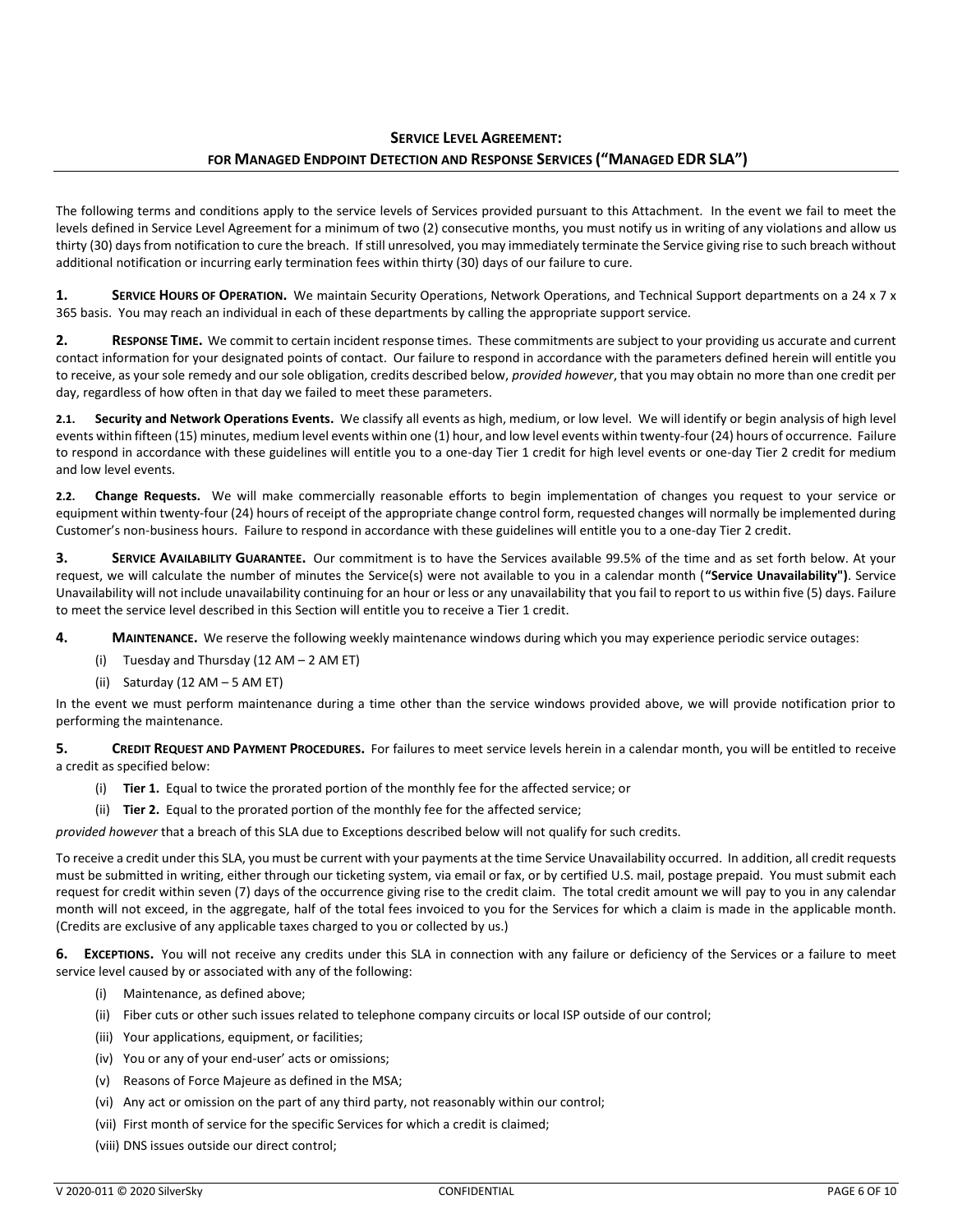## Service Level Agreement: for Managed Endpoint Detection and Response Services ("Managed EDR SLA")

The following terms and conditions apply to the service levels of Services provided pursuant to this Attachment. In the event we fail to meet the levels defined in Service Level Agreement for a minimum of two (2) consecutive months, you must notify us in writing of any violations and allow us thirty (30) days from notification to cure the breach. If still unresolved, you may immediately terminate the Service giving rise to such breach without additional notification or incurring early termination fees within thirty (30) days of our failure to cure.

**1. Service Hours of Operation.** We maintain Security Operations, Network Operations, and Technical Support departments on a 24 x 7 x 365 basis. You may reach an individual in each of these departments by calling the appropriate support service.

**2. Response Time.** We commit to certain incident response times. These commitments are subject to your providing us accurate and current contact information for your designated points of contact. Our failure to respond in accordance with the parameters defined herein will entitle you to receive, as your sole remedy and our sole obligation, credits described below, *provided however*, that you may obtain no more than one credit per day, regardless of how often in that day we failed to meet these parameters.

**2.1. Security and Network Operations Events.** We classify all events as high, medium, or low level. We will identify or begin analysis of high level events within fifteen (15) minutes, medium level events within one (1) hour, and low level events within twenty-four (24) hours of occurrence. Failure to respond in accordance with these guidelines will entitle you to a one-day Tier 1 credit for high level events or one-day Tier 2 credit for medium and low level events.

**2.2. Change Requests.** We will make commercially reasonable efforts to begin implementation of changes you request to your service or equipment within twenty-four (24) hours of receipt of the appropriate change control form, requested changes will normally be implemented during Customer's non-business hours. Failure to respond in accordance with these guidelines will entitle you to a one-day Tier 2 credit.

**3. Service Availability Guarantee.** Our commitment is to have the Services available 99.5% of the time and as set forth below. At your request, we will calculate the number of minutes the Service(s) were not available to you in a calendar month (**"Service Unavailability")**. Service Unavailability will not include unavailability continuing for an hour or less or any unavailability that you fail to report to us within five (5) days. Failure to meet the service level described in this Section will entitle you to receive a Tier 1 credit.

**4. Maintenance.** We reserve the following weekly maintenance windows during which you may experience periodic service outages:

(i) Tuesday and Thursday (12 AM – 2 AM ET)

(ii) Saturday (12 AM – 5 AM ET)

In the event we must perform maintenance during a time other than the service windows provided above, we will provide notification prior to performing the maintenance.

**5. Credit Request and Payment Procedures.** For failures to meet service levels herein in a calendar month, you will be entitled to receive a credit as specified below:

(i) **Tier 1.** Equal to twice the prorated portion of the monthly fee for the affected service; or

(ii) **Tier 2.** Equal to the prorated portion of the monthly fee for the affected service;

*provided however* that a breach of this SLA due to Exceptions described below will not qualify for such credits.

To receive a credit under this SLA, you must be current with your payments at the time Service Unavailability occurred. In addition, all credit requests must be submitted in writing, either through our ticketing system, via email or fax, or by certified U.S. mail, postage prepaid. You must submit each request for credit within seven (7) days of the occurrence giving rise to the credit claim. The total credit amount we will pay to you in any calendar month will not exceed, in the aggregate, half of the total fees invoiced to you for the Services for which a claim is made in the applicable month. (Credits are exclusive of any applicable taxes charged to you or collected by us.)

**6. Exceptions.** You will not receive any credits under this SLA in connection with any failure or deficiency of the Services or a failure to meet service level caused by or associated with any of the following:

(i) Maintenance, as defined above;

(ii) Fiber cuts or other such issues related to telephone company circuits or local ISP outside of our control;

(iii) Your applications, equipment, or facilities;

(iv) You or any of your end-user' acts or omissions;

(v) Reasons of Force Majeure as defined in the MSA;

(vi) Any act or omission on the part of any third party, not reasonably within our control;

(vii) First month of service for the specific Services for which a credit is claimed;

(viii) DNS issues outside our direct control;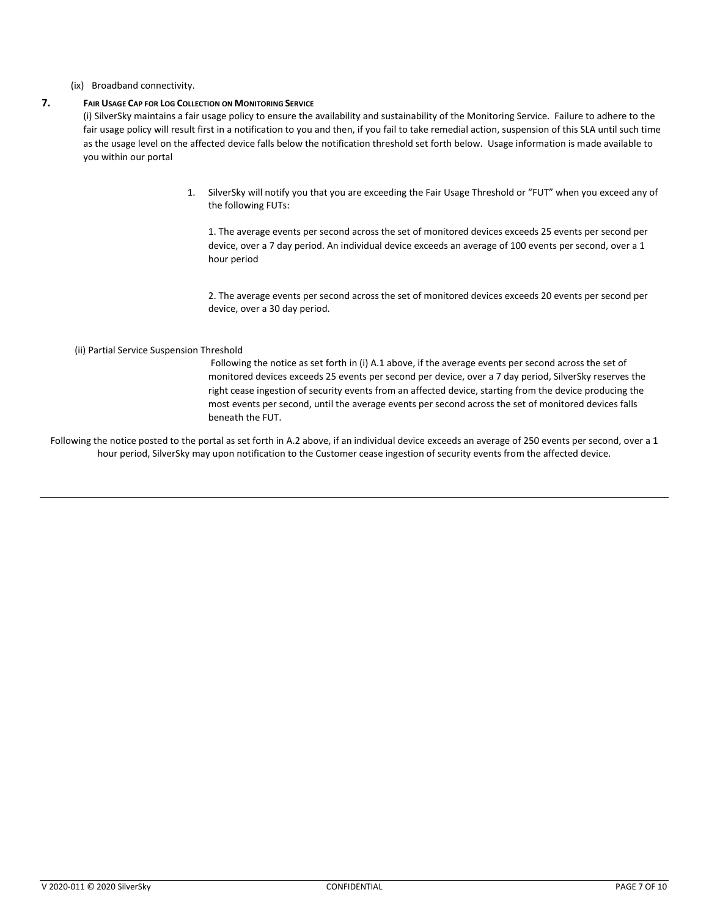(ix) Broadband connectivity.

## 7. FAIR USAGE CAP FOR LOG COLLECTION ON MONITORING SERVICE

(i) SilverSky maintains a fair usage policy to ensure the availability and sustainability of the Monitoring Service. Failure to adhere to the fair usage policy will result first in a notification to you and then, if you fail to take remedial action, suspension of this SLA until such time as the usage level on the affected device falls below the notification threshold set forth below. Usage information is made available to you within our portal

1. SilverSky will notify you that you are exceeding the Fair Usage Threshold or "FUT" when you exceed any of the following FUTs:

   1. The average events per second across the set of monitored devices exceeds 25 events per second per device, over a 7 day period. An individual device exceeds an average of 100 events per second, over a 1 hour period

   2. The average events per second across the set of monitored devices exceeds 20 events per second per device, over a 30 day period.

(ii) Partial Service Suspension Threshold

Following the notice as set forth in (i) A.1 above, if the average events per second across the set of monitored devices exceeds 25 events per second per device, over a 7 day period, SilverSky reserves the right cease ingestion of security events from an affected device, starting from the device producing the most events per second, until the average events per second across the set of monitored devices falls beneath the FUT.

Following the notice posted to the portal as set forth in A.2 above, if an individual device exceeds an average of 250 events per second, over a 1 hour period, SilverSky may upon notification to the Customer cease ingestion of security events from the affected device.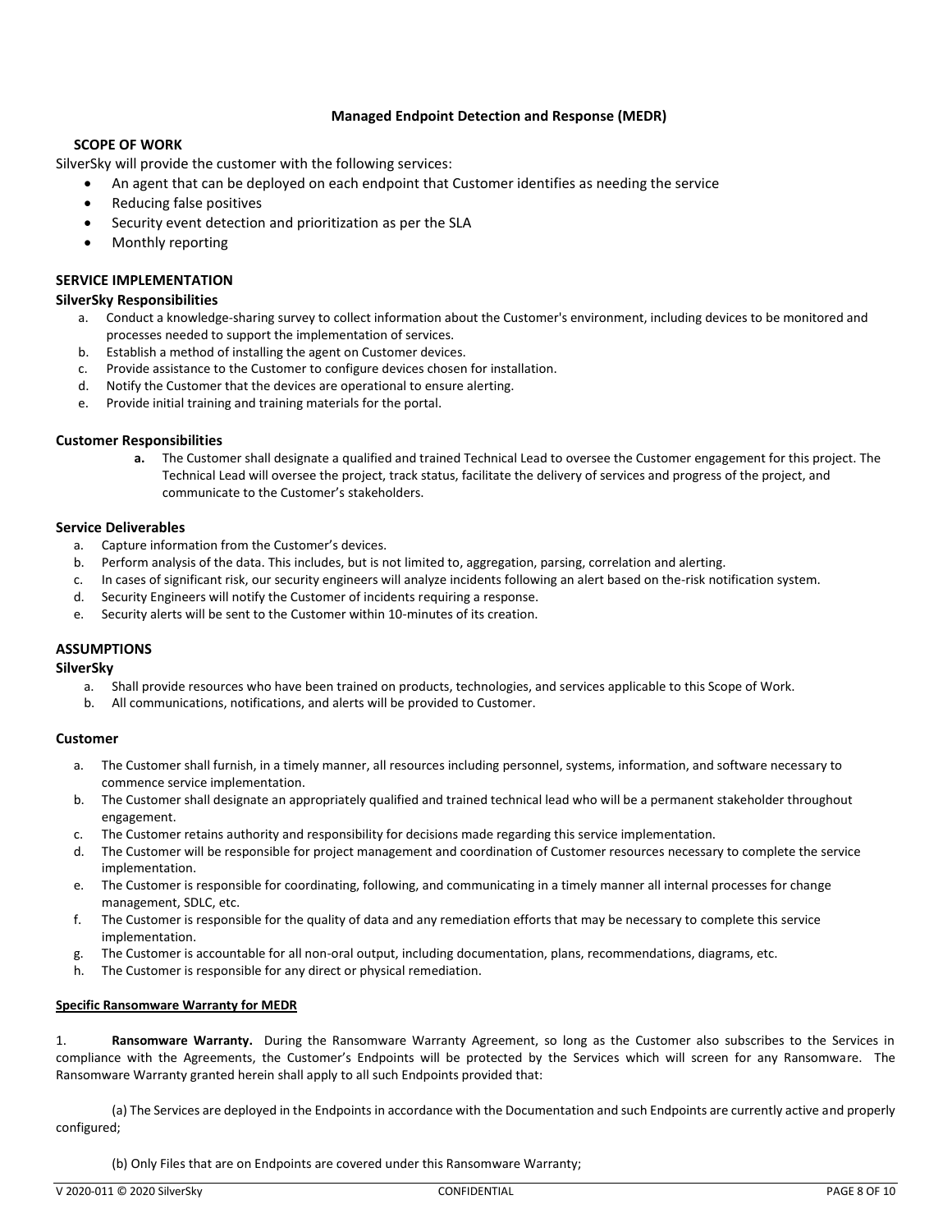## Managed Endpoint Detection and Response (MEDR)

### SCOPE OF WORK

SilverSky will provide the customer with the following services:

- An agent that can be deployed on each endpoint that Customer identifies as needing the service
- Reducing false positives
- Security event detection and prioritization as per the SLA
- Monthly reporting

### SERVICE IMPLEMENTATION

#### SilverSky Responsibilities

a. Conduct a knowledge-sharing survey to collect information about the Customer's environment, including devices to be monitored and processes needed to support the implementation of services.
b. Establish a method of installing the agent on Customer devices.
c. Provide assistance to the Customer to configure devices chosen for installation.
d. Notify the Customer that the devices are operational to ensure alerting.
e. Provide initial training and training materials for the portal.

#### Customer Responsibilities

**a.** The Customer shall designate a qualified and trained Technical Lead to oversee the Customer engagement for this project. The Technical Lead will oversee the project, track status, facilitate the delivery of services and progress of the project, and communicate to the Customer's stakeholders.

#### Service Deliverables

a. Capture information from the Customer's devices.
b. Perform analysis of the data. This includes, but is not limited to, aggregation, parsing, correlation and alerting.
c. In cases of significant risk, our security engineers will analyze incidents following an alert based on the-risk notification system.
d. Security Engineers will notify the Customer of incidents requiring a response.
e. Security alerts will be sent to the Customer within 10-minutes of its creation.

### ASSUMPTIONS

#### SilverSky

a. Shall provide resources who have been trained on products, technologies, and services applicable to this Scope of Work.
b. All communications, notifications, and alerts will be provided to Customer.

#### Customer

a. The Customer shall furnish, in a timely manner, all resources including personnel, systems, information, and software necessary to commence service implementation.
b. The Customer shall designate an appropriately qualified and trained technical lead who will be a permanent stakeholder throughout engagement.
c. The Customer retains authority and responsibility for decisions made regarding this service implementation.
d. The Customer will be responsible for project management and coordination of Customer resources necessary to complete the service implementation.
e. The Customer is responsible for coordinating, following, and communicating in a timely manner all internal processes for change management, SDLC, etc.
f. The Customer is responsible for the quality of data and any remediation efforts that may be necessary to complete this service implementation.
g. The Customer is accountable for all non-oral output, including documentation, plans, recommendations, diagrams, etc.
h. The Customer is responsible for any direct or physical remediation.

**Specific Ransomware Warranty for MEDR**

1. **Ransomware Warranty.** During the Ransomware Warranty Agreement, so long as the Customer also subscribes to the Services in compliance with the Agreements, the Customer's Endpoints will be protected by the Services which will screen for any Ransomware. The Ransomware Warranty granted herein shall apply to all such Endpoints provided that:

(a) The Services are deployed in the Endpoints in accordance with the Documentation and such Endpoints are currently active and properly configured;

(b) Only Files that are on Endpoints are covered under this Ransomware Warranty;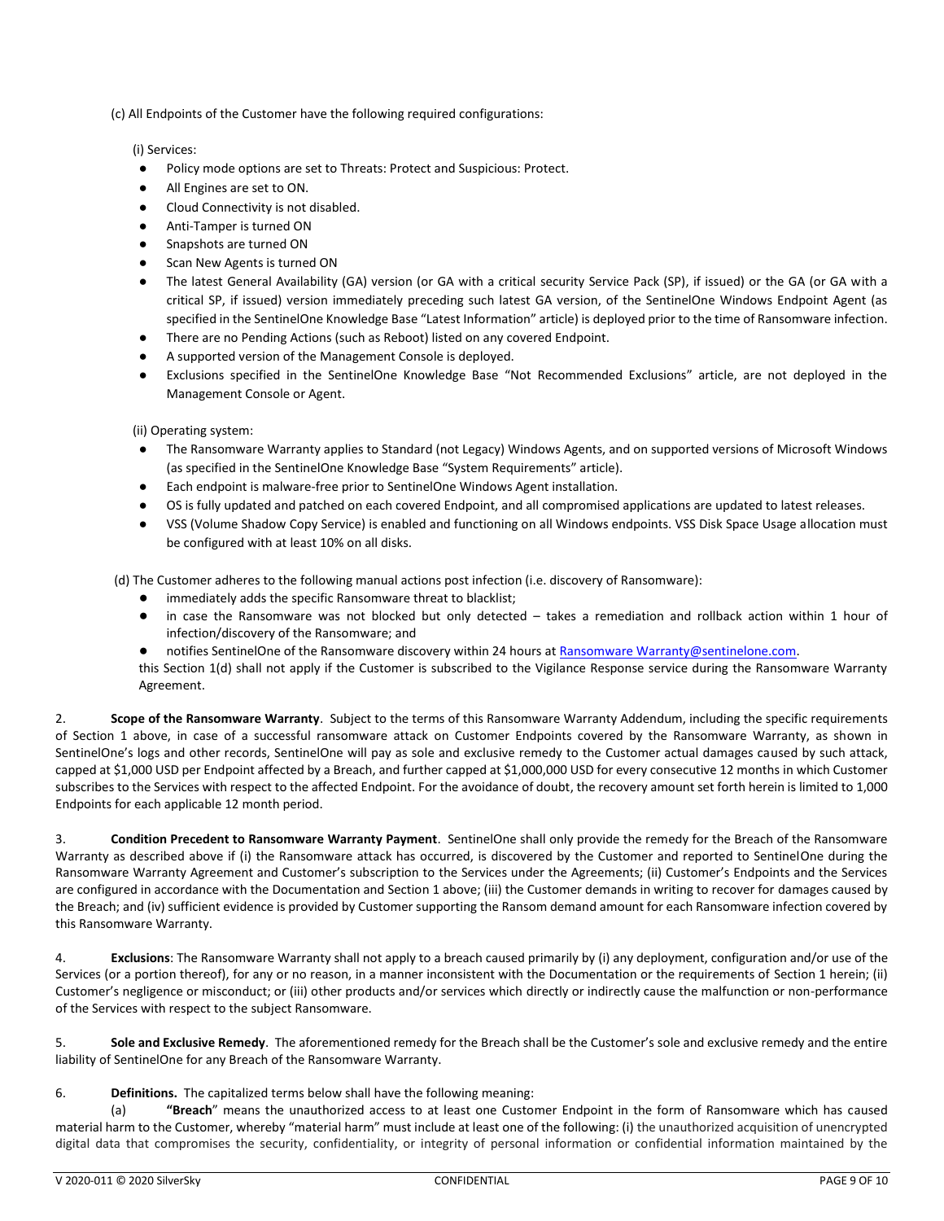(c) All Endpoints of the Customer have the following required configurations:

(i) Services:

- Policy mode options are set to Threats: Protect and Suspicious: Protect.
- All Engines are set to ON.
- Cloud Connectivity is not disabled.
- Anti-Tamper is turned ON
- Snapshots are turned ON
- Scan New Agents is turned ON
- The latest General Availability (GA) version (or GA with a critical security Service Pack (SP), if issued) or the GA (or GA with a critical SP, if issued) version immediately preceding such latest GA version, of the SentinelOne Windows Endpoint Agent (as specified in the SentinelOne Knowledge Base "Latest Information" article) is deployed prior to the time of Ransomware infection.
- There are no Pending Actions (such as Reboot) listed on any covered Endpoint.
- A supported version of the Management Console is deployed.
- Exclusions specified in the SentinelOne Knowledge Base "Not Recommended Exclusions" article, are not deployed in the Management Console or Agent.

(ii) Operating system:

- The Ransomware Warranty applies to Standard (not Legacy) Windows Agents, and on supported versions of Microsoft Windows (as specified in the SentinelOne Knowledge Base "System Requirements" article).
- Each endpoint is malware-free prior to SentinelOne Windows Agent installation.
- OS is fully updated and patched on each covered Endpoint, and all compromised applications are updated to latest releases.
- VSS (Volume Shadow Copy Service) is enabled and functioning on all Windows endpoints. VSS Disk Space Usage allocation must be configured with at least 10% on all disks.

(d) The Customer adheres to the following manual actions post infection (i.e. discovery of Ransomware):

- immediately adds the specific Ransomware threat to blacklist;
- in case the Ransomware was not blocked but only detected – takes a remediation and rollback action within 1 hour of infection/discovery of the Ransomware; and
- notifies SentinelOne of the Ransomware discovery within 24 hours at Ransomware Warranty@sentinelone.com.

this Section 1(d) shall not apply if the Customer is subscribed to the Vigilance Response service during the Ransomware Warranty Agreement.

2. **Scope of the Ransomware Warranty**. Subject to the terms of this Ransomware Warranty Addendum, including the specific requirements of Section 1 above, in case of a successful ransomware attack on Customer Endpoints covered by the Ransomware Warranty, as shown in SentinelOne's logs and other records, SentinelOne will pay as sole and exclusive remedy to the Customer actual damages caused by such attack, capped at $1,000 USD per Endpoint affected by a Breach, and further capped at $1,000,000 USD for every consecutive 12 months in which Customer subscribes to the Services with respect to the affected Endpoint. For the avoidance of doubt, the recovery amount set forth herein is limited to 1,000 Endpoints for each applicable 12 month period.

3. **Condition Precedent to Ransomware Warranty Payment**. SentinelOne shall only provide the remedy for the Breach of the Ransomware Warranty as described above if (i) the Ransomware attack has occurred, is discovered by the Customer and reported to SentinelOne during the Ransomware Warranty Agreement and Customer's subscription to the Services under the Agreements; (ii) Customer's Endpoints and the Services are configured in accordance with the Documentation and Section 1 above; (iii) the Customer demands in writing to recover for damages caused by the Breach; and (iv) sufficient evidence is provided by Customer supporting the Ransom demand amount for each Ransomware infection covered by this Ransomware Warranty.

4. **Exclusions**: The Ransomware Warranty shall not apply to a breach caused primarily by (i) any deployment, configuration and/or use of the Services (or a portion thereof), for any or no reason, in a manner inconsistent with the Documentation or the requirements of Section 1 herein; (ii) Customer's negligence or misconduct; or (iii) other products and/or services which directly or indirectly cause the malfunction or non-performance of the Services with respect to the subject Ransomware.

5. **Sole and Exclusive Remedy**. The aforementioned remedy for the Breach shall be the Customer's sole and exclusive remedy and the entire liability of SentinelOne for any Breach of the Ransomware Warranty.

6. **Definitions.** The capitalized terms below shall have the following meaning:

(a) **"Breach"** means the unauthorized access to at least one Customer Endpoint in the form of Ransomware which has caused material harm to the Customer, whereby "material harm" must include at least one of the following: (i) the unauthorized acquisition of unencrypted digital data that compromises the security, confidentiality, or integrity of personal information or confidential information maintained by the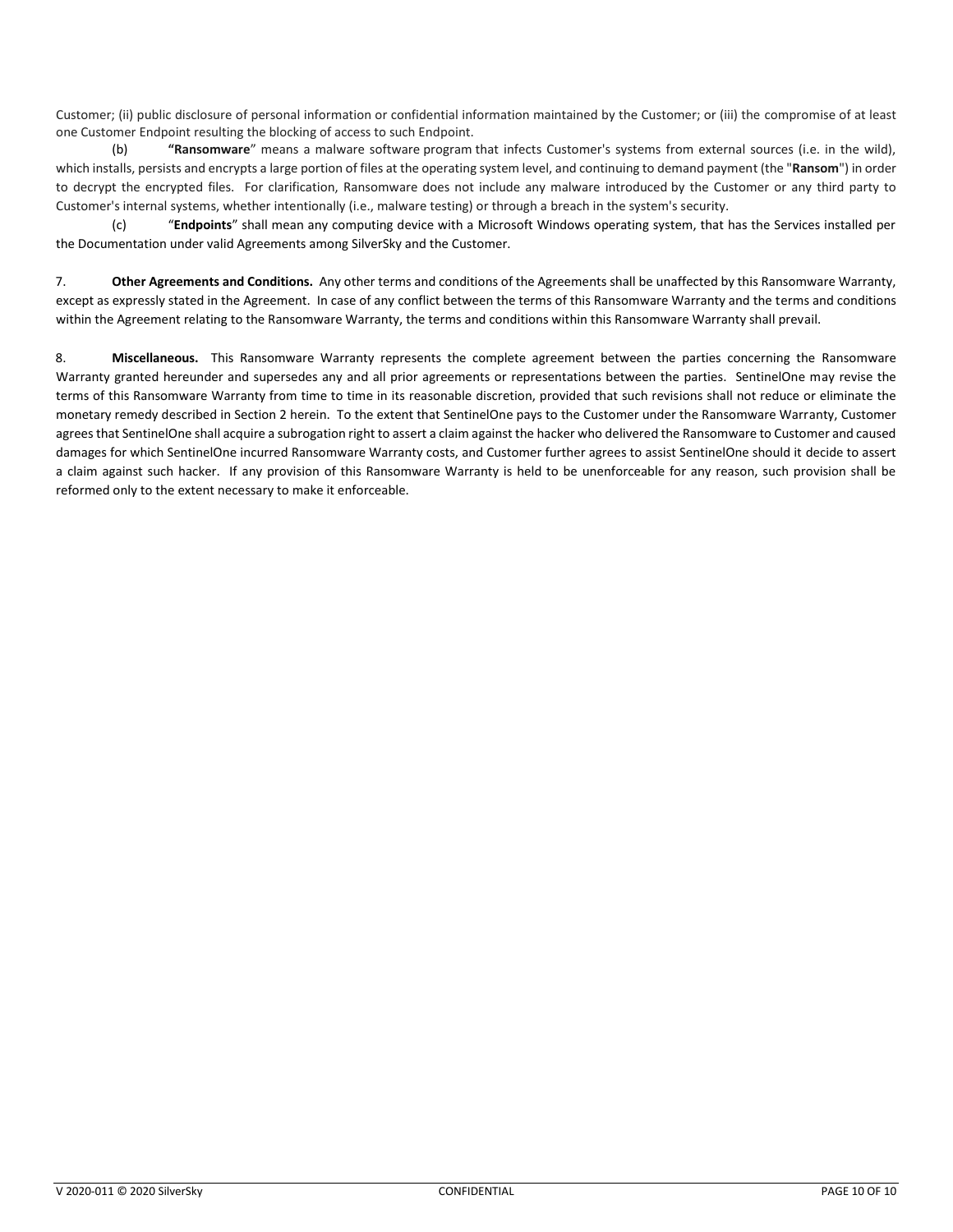Customer; (ii) public disclosure of personal information or confidential information maintained by the Customer; or (iii) the compromise of at least one Customer Endpoint resulting the blocking of access to such Endpoint.

(b) **"Ransomware**" means a malware software program that infects Customer's systems from external sources (i.e. in the wild), which installs, persists and encrypts a large portion of files at the operating system level, and continuing to demand payment (the "**Ransom**") in order to decrypt the encrypted files. For clarification, Ransomware does not include any malware introduced by the Customer or any third party to Customer's internal systems, whether intentionally (i.e., malware testing) or through a breach in the system's security.

(c) "**Endpoints**" shall mean any computing device with a Microsoft Windows operating system, that has the Services installed per the Documentation under valid Agreements among SilverSky and the Customer.

7. **Other Agreements and Conditions.** Any other terms and conditions of the Agreements shall be unaffected by this Ransomware Warranty, except as expressly stated in the Agreement. In case of any conflict between the terms of this Ransomware Warranty and the terms and conditions within the Agreement relating to the Ransomware Warranty, the terms and conditions within this Ransomware Warranty shall prevail.

8. **Miscellaneous.** This Ransomware Warranty represents the complete agreement between the parties concerning the Ransomware Warranty granted hereunder and supersedes any and all prior agreements or representations between the parties. SentinelOne may revise the terms of this Ransomware Warranty from time to time in its reasonable discretion, provided that such revisions shall not reduce or eliminate the monetary remedy described in Section 2 herein. To the extent that SentinelOne pays to the Customer under the Ransomware Warranty, Customer agrees that SentinelOne shall acquire a subrogation right to assert a claim against the hacker who delivered the Ransomware to Customer and caused damages for which SentinelOne incurred Ransomware Warranty costs, and Customer further agrees to assist SentinelOne should it decide to assert a claim against such hacker. If any provision of this Ransomware Warranty is held to be unenforceable for any reason, such provision shall be reformed only to the extent necessary to make it enforceable.